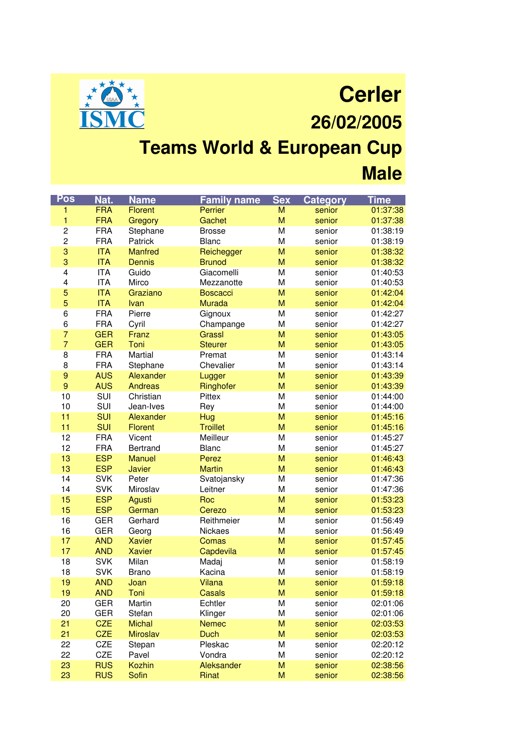ISMC

# Cerler

## 26/02/2005

# Teams World & European Cup

## Male

| Pos | Nat. | Name | Family name | Sex | Category | Time |
|---|---|---|---|---|---|---|
| 1 | FRA | Florent | Perrier | M | senior | 01:37:38 |
| 1 | FRA | Gregory | Gachet | M | senior | 01:37:38 |
| 2 | FRA | Stephane | Brosse | M | senior | 01:38:19 |
| 2 | FRA | Patrick | Blanc | M | senior | 01:38:19 |
| 3 | ITA | Manfred | Reichegger | M | senior | 01:38:32 |
| 3 | ITA | Dennis | Brunod | M | senior | 01:38:32 |
| 4 | ITA | Guido | Giacomelli | M | senior | 01:40:53 |
| 4 | ITA | Mirco | Mezzanotte | M | senior | 01:40:53 |
| 5 | ITA | Graziano | Boscacci | M | senior | 01:42:04 |
| 5 | ITA | Ivan | Murada | M | senior | 01:42:04 |
| 6 | FRA | Pierre | Gignoux | M | senior | 01:42:27 |
| 6 | FRA | Cyril | Champange | M | senior | 01:42:27 |
| 7 | GER | Franz | Grassl | M | senior | 01:43:05 |
| 7 | GER | Toni | Steurer | M | senior | 01:43:05 |
| 8 | FRA | Martial | Premat | M | senior | 01:43:14 |
| 8 | FRA | Stephane | Chevalier | M | senior | 01:43:14 |
| 9 | AUS | Alexander | Lugger | M | senior | 01:43:39 |
| 9 | AUS | Andreas | Ringhofer | M | senior | 01:43:39 |
| 10 | SUI | Christian | Pittex | M | senior | 01:44:00 |
| 10 | SUI | Jean-Ives | Rey | M | senior | 01:44:00 |
| 11 | SUI | Alexander | Hug | M | senior | 01:45:16 |
| 11 | SUI | Florent | Troillet | M | senior | 01:45:16 |
| 12 | FRA | Vicent | Meilleur | M | senior | 01:45:27 |
| 12 | FRA | Bertrand | Blanc | M | senior | 01:45:27 |
| 13 | ESP | Manuel | Perez | M | senior | 01:46:43 |
| 13 | ESP | Javier | Martin | M | senior | 01:46:43 |
| 14 | SVK | Peter | Svatojansky | M | senior | 01:47:36 |
| 14 | SVK | Miroslav | Leitner | M | senior | 01:47:36 |
| 15 | ESP | Agusti | Roc | M | senior | 01:53:23 |
| 15 | ESP | German | Cerezo | M | senior | 01:53:23 |
| 16 | GER | Gerhard | Reithmeier | M | senior | 01:56:49 |
| 16 | GER | Georg | Nickaes | M | senior | 01:56:49 |
| 17 | AND | Xavier | Comas | M | senior | 01:57:45 |
| 17 | AND | Xavier | Capdevila | M | senior | 01:57:45 |
| 18 | SVK | Milan | Madaj | M | senior | 01:58:19 |
| 18 | SVK | Brano | Kacina | M | senior | 01:58:19 |
| 19 | AND | Joan | Vilana | M | senior | 01:59:18 |
| 19 | AND | Toni | Casals | M | senior | 01:59:18 |
| 20 | GER | Martin | Echtler | M | senior | 02:01:06 |
| 20 | GER | Stefan | Klinger | M | senior | 02:01:06 |
| 21 | CZE | Michal | Nemec | M | senior | 02:03:53 |
| 21 | CZE | Miroslav | Duch | M | senior | 02:03:53 |
| 22 | CZE | Stepan | Pleskac | M | senior | 02:20:12 |
| 22 | CZE | Pavel | Vondra | M | senior | 02:20:12 |
| 23 | RUS | Kozhin | Aleksander | M | senior | 02:38:56 |
| 23 | RUS | Sofin | Rinat | M | senior | 02:38:56 |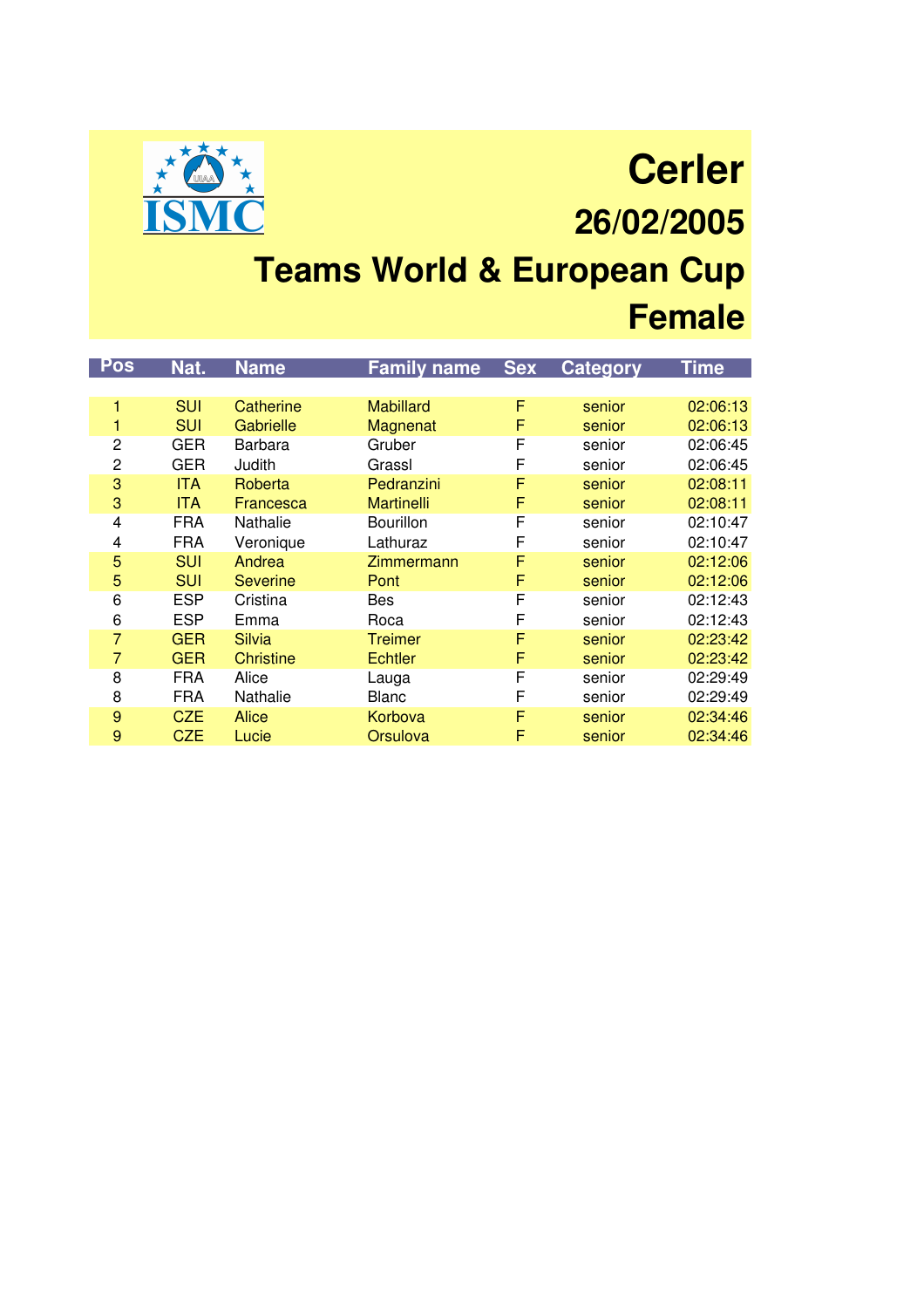# Cerler

## 26/02/2005

## Teams World & European Cup

## Female

| Pos | Nat. | Name | Family name | Sex | Category | Time |
|---|---|---|---|---|---|---|
| 1 | SUI | Catherine | Mabillard | F | senior | 02:06:13 |
| 1 | SUI | Gabrielle | Magnenat | F | senior | 02:06:13 |
| 2 | GER | Barbara | Gruber | F | senior | 02:06:45 |
| 2 | GER | Judith | Grassl | F | senior | 02:06:45 |
| 3 | ITA | Roberta | Pedranzini | F | senior | 02:08:11 |
| 3 | ITA | Francesca | Martinelli | F | senior | 02:08:11 |
| 4 | FRA | Nathalie | Bourillon | F | senior | 02:10:47 |
| 4 | FRA | Veronique | Lathuraz | F | senior | 02:10:47 |
| 5 | SUI | Andrea | Zimmermann | F | senior | 02:12:06 |
| 5 | SUI | Severine | Pont | F | senior | 02:12:06 |
| 6 | ESP | Cristina | Bes | F | senior | 02:12:43 |
| 6 | ESP | Emma | Roca | F | senior | 02:12:43 |
| 7 | GER | Silvia | Treimer | F | senior | 02:23:42 |
| 7 | GER | Christine | Echtler | F | senior | 02:23:42 |
| 8 | FRA | Alice | Lauga | F | senior | 02:29:49 |
| 8 | FRA | Nathalie | Blanc | F | senior | 02:29:49 |
| 9 | CZE | Alice | Korbova | F | senior | 02:34:46 |
| 9 | CZE | Lucie | Orsulova | F | senior | 02:34:46 |